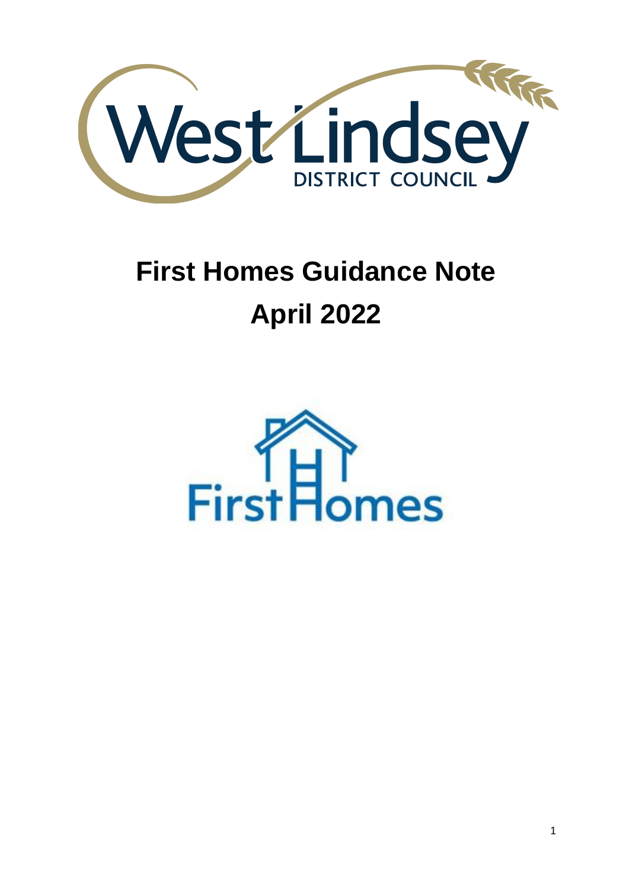# First Homes Guidance Note

# April 2022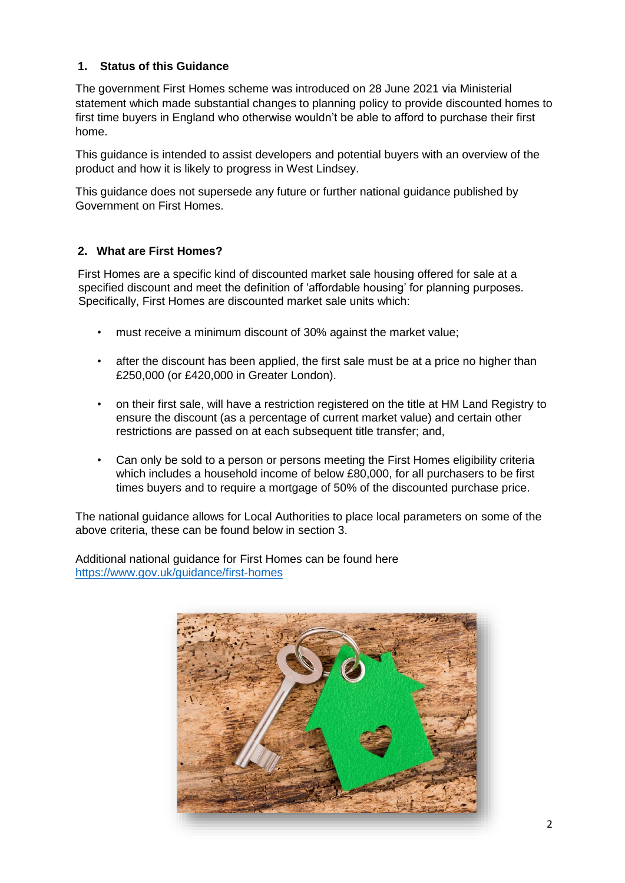## 1. Status of this Guidance

The government First Homes scheme was introduced on 28 June 2021 via Ministerial statement which made substantial changes to planning policy to provide discounted homes to first time buyers in England who otherwise wouldn't be able to afford to purchase their first home.

This guidance is intended to assist developers and potential buyers with an overview of the product and how it is likely to progress in West Lindsey.

This guidance does not supersede any future or further national guidance published by Government on First Homes.

## 2. What are First Homes?

First Homes are a specific kind of discounted market sale housing offered for sale at a specified discount and meet the definition of 'affordable housing' for planning purposes. Specifically, First Homes are discounted market sale units which:

- must receive a minimum discount of 30% against the market value;
- after the discount has been applied, the first sale must be at a price no higher than £250,000 (or £420,000 in Greater London).
- on their first sale, will have a restriction registered on the title at HM Land Registry to ensure the discount (as a percentage of current market value) and certain other restrictions are passed on at each subsequent title transfer; and,
- Can only be sold to a person or persons meeting the First Homes eligibility criteria which includes a household income of below £80,000, for all purchasers to be first times buyers and to require a mortgage of 50% of the discounted purchase price.

The national guidance allows for Local Authorities to place local parameters on some of the above criteria, these can be found below in section 3.

Additional national guidance for First Homes can be found here [https://www.gov.uk/guidance/first-homes](https://www.gov.uk/guidance/first-homes)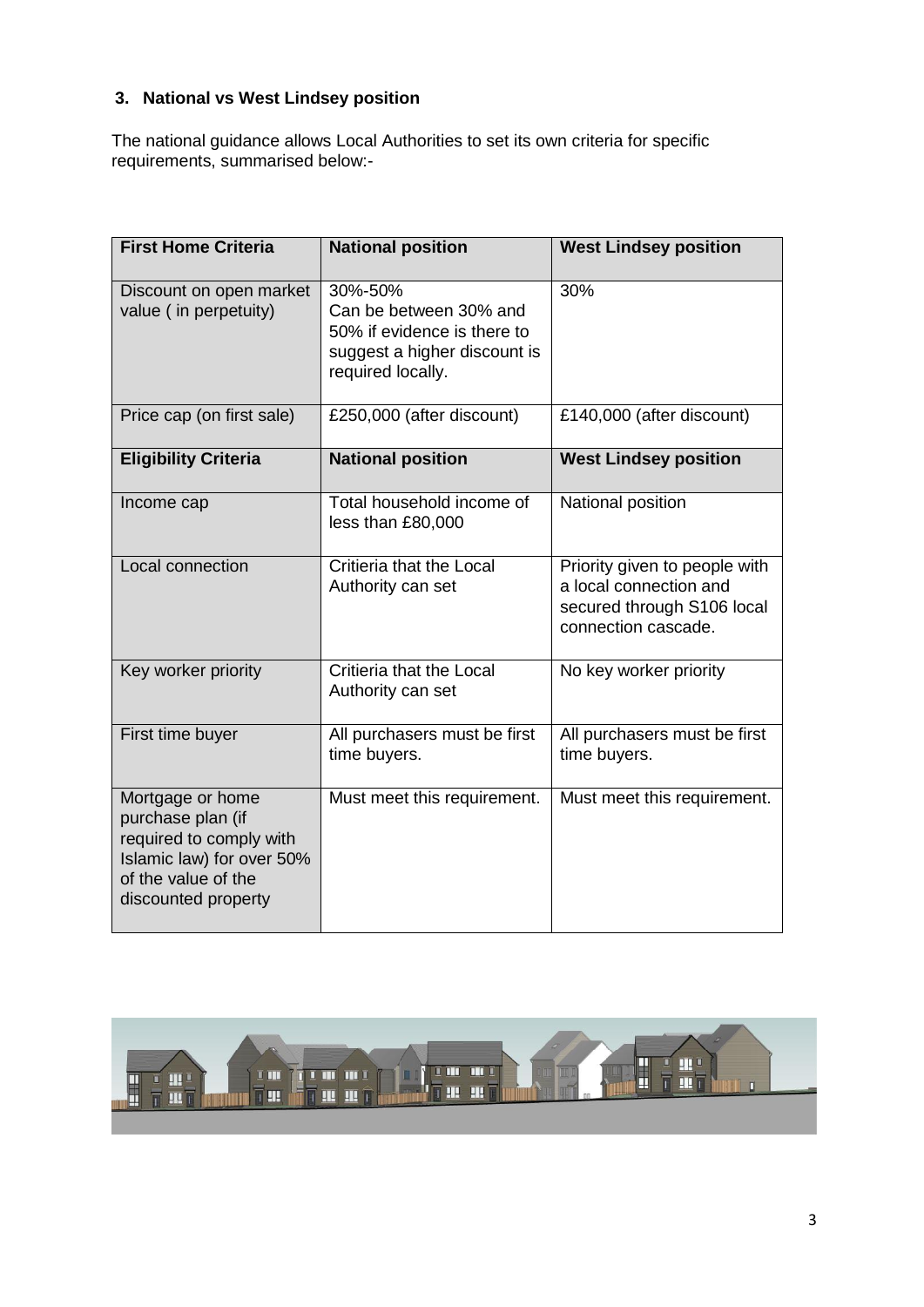## 3. National vs West Lindsey position

The national guidance allows Local Authorities to set its own criteria for specific requirements, summarised below:-

| First Home Criteria | National position | West Lindsey position |
|---|---|---|
| Discount on open market value ( in perpetuity) | 30%-50%<br>Can be between 30% and 50% if evidence is there to suggest a higher discount is required locally. | 30% |
| Price cap (on first sale) | £250,000 (after discount) | £140,000 (after discount) |
| **Eligibility Criteria** | **National position** | **West Lindsey position** |
| Income cap | Total household income of less than £80,000 | National position |
| Local connection | Critieria that the Local Authority can set | Priority given to people with a local connection and secured through S106 local connection cascade. |
| Key worker priority | Critieria that the Local Authority can set | No key worker priority |
| First time buyer | All purchasers must be first time buyers. | All purchasers must be first time buyers. |
| Mortgage or home purchase plan (if required to comply with Islamic law) for over 50% of the value of the discounted property | Must meet this requirement. | Must meet this requirement. |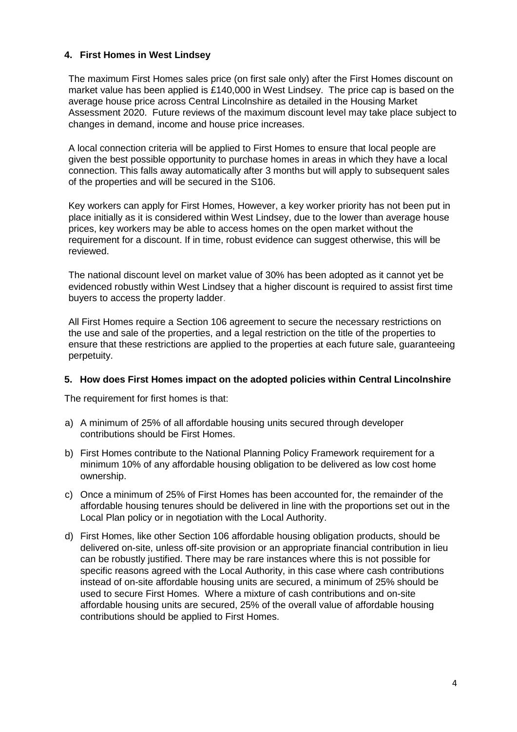## 4. First Homes in West Lindsey

The maximum First Homes sales price (on first sale only) after the First Homes discount on market value has been applied is £140,000 in West Lindsey. The price cap is based on the average house price across Central Lincolnshire as detailed in the Housing Market Assessment 2020. Future reviews of the maximum discount level may take place subject to changes in demand, income and house price increases.

A local connection criteria will be applied to First Homes to ensure that local people are given the best possible opportunity to purchase homes in areas in which they have a local connection. This falls away automatically after 3 months but will apply to subsequent sales of the properties and will be secured in the S106.

Key workers can apply for First Homes, However, a key worker priority has not been put in place initially as it is considered within West Lindsey, due to the lower than average house prices, key workers may be able to access homes on the open market without the requirement for a discount. If in time, robust evidence can suggest otherwise, this will be reviewed.

The national discount level on market value of 30% has been adopted as it cannot yet be evidenced robustly within West Lindsey that a higher discount is required to assist first time buyers to access the property ladder.

All First Homes require a Section 106 agreement to secure the necessary restrictions on the use and sale of the properties, and a legal restriction on the title of the properties to ensure that these restrictions are applied to the properties at each future sale, guaranteeing perpetuity.

## 5. How does First Homes impact on the adopted policies within Central Lincolnshire

The requirement for first homes is that:

a) A minimum of 25% of all affordable housing units secured through developer contributions should be First Homes.

b) First Homes contribute to the National Planning Policy Framework requirement for a minimum 10% of any affordable housing obligation to be delivered as low cost home ownership.

c) Once a minimum of 25% of First Homes has been accounted for, the remainder of the affordable housing tenures should be delivered in line with the proportions set out in the Local Plan policy or in negotiation with the Local Authority.

d) First Homes, like other Section 106 affordable housing obligation products, should be delivered on-site, unless off-site provision or an appropriate financial contribution in lieu can be robustly justified. There may be rare instances where this is not possible for specific reasons agreed with the Local Authority, in this case where cash contributions instead of on-site affordable housing units are secured, a minimum of 25% should be used to secure First Homes. Where a mixture of cash contributions and on-site affordable housing units are secured, 25% of the overall value of affordable housing contributions should be applied to First Homes.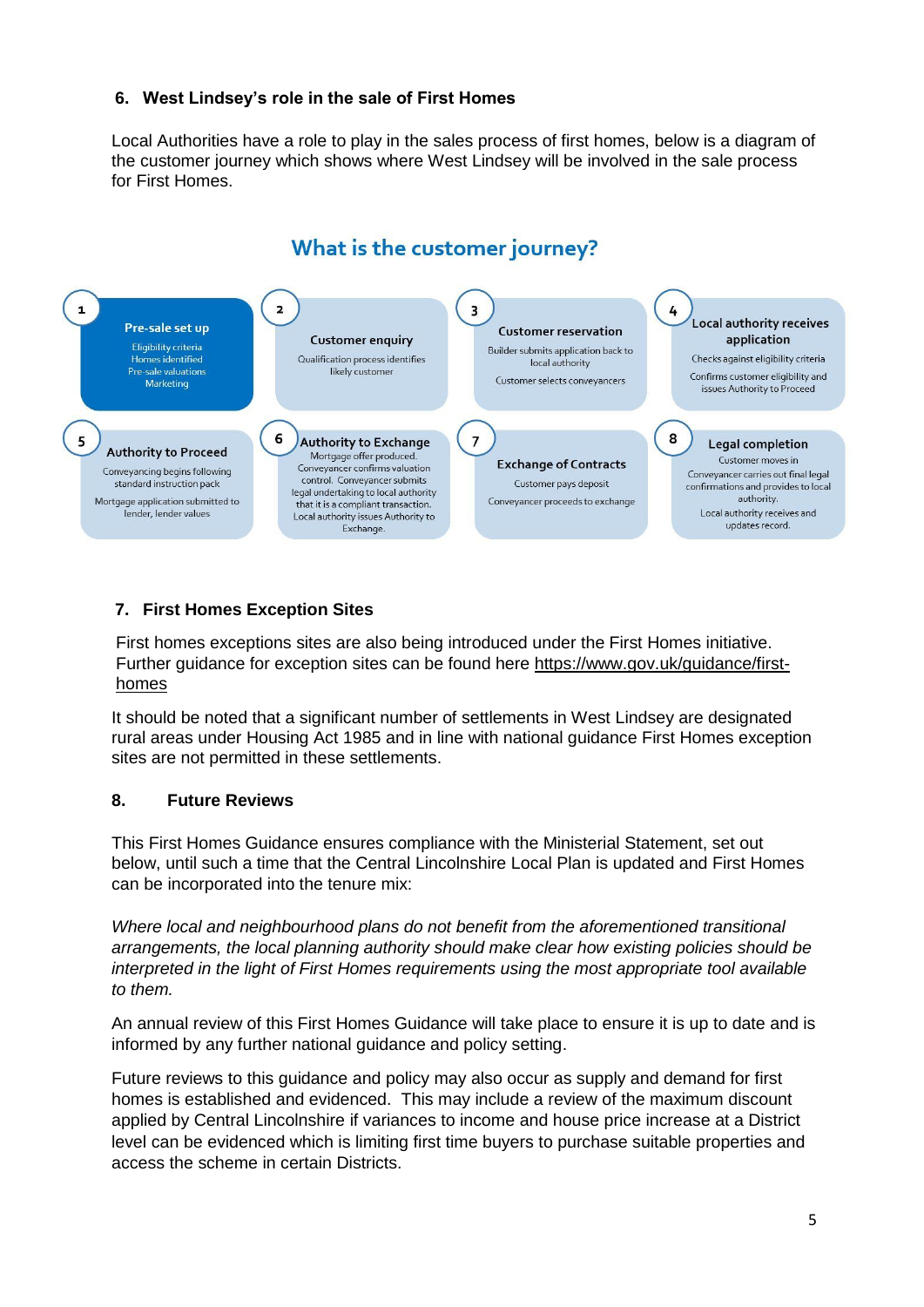## 6. West Lindsey's role in the sale of First Homes

Local Authorities have a role to play in the sales process of first homes, below is a diagram of the customer journey which shows where West Lindsey will be involved in the sale process for First Homes.

### What is the customer journey?

**1 Pre-sale set up**
Eligibility criteria
Homes identified
Pre-sale valuations
Marketing

**2 Customer enquiry**
Qualification process identifies likely customer

**3 Customer reservation**
Builder submits application back to local authority
Customer selects conveyancers

**4 Local authority receives application**
Checks against eligibility criteria
Confirms customer eligibility and issues Authority to Proceed

**5 Authority to Proceed**
Conveyancing begins following standard instruction pack
Mortgage application submitted to lender, lender values

**6 Authority to Exchange**
Mortgage offer produced.
Conveyancer confirms valuation control. Conveyancer submits legal undertaking to local authority that it is a compliant transaction.
Local authority issues Authority to Exchange.

**7 Exchange of Contracts**
Customer pays deposit
Conveyancer proceeds to exchange

**8 Legal completion**
Customer moves in
Conveyancer carries out final legal confirmations and provides to local authority.
Local authority receives and updates record.

## 7. First Homes Exception Sites

First homes exceptions sites are also being introduced under the First Homes initiative. Further guidance for exception sites can be found here https://www.gov.uk/guidance/first-homes

It should be noted that a significant number of settlements in West Lindsey are designated rural areas under Housing Act 1985 and in line with national guidance First Homes exception sites are not permitted in these settlements.

## 8. Future Reviews

This First Homes Guidance ensures compliance with the Ministerial Statement, set out below, until such a time that the Central Lincolnshire Local Plan is updated and First Homes can be incorporated into the tenure mix:

*Where local and neighbourhood plans do not benefit from the aforementioned transitional arrangements, the local planning authority should make clear how existing policies should be interpreted in the light of First Homes requirements using the most appropriate tool available to them.*

An annual review of this First Homes Guidance will take place to ensure it is up to date and is informed by any further national guidance and policy setting.

Future reviews to this guidance and policy may also occur as supply and demand for first homes is established and evidenced. This may include a review of the maximum discount applied by Central Lincolnshire if variances to income and house price increase at a District level can be evidenced which is limiting first time buyers to purchase suitable properties and access the scheme in certain Districts.